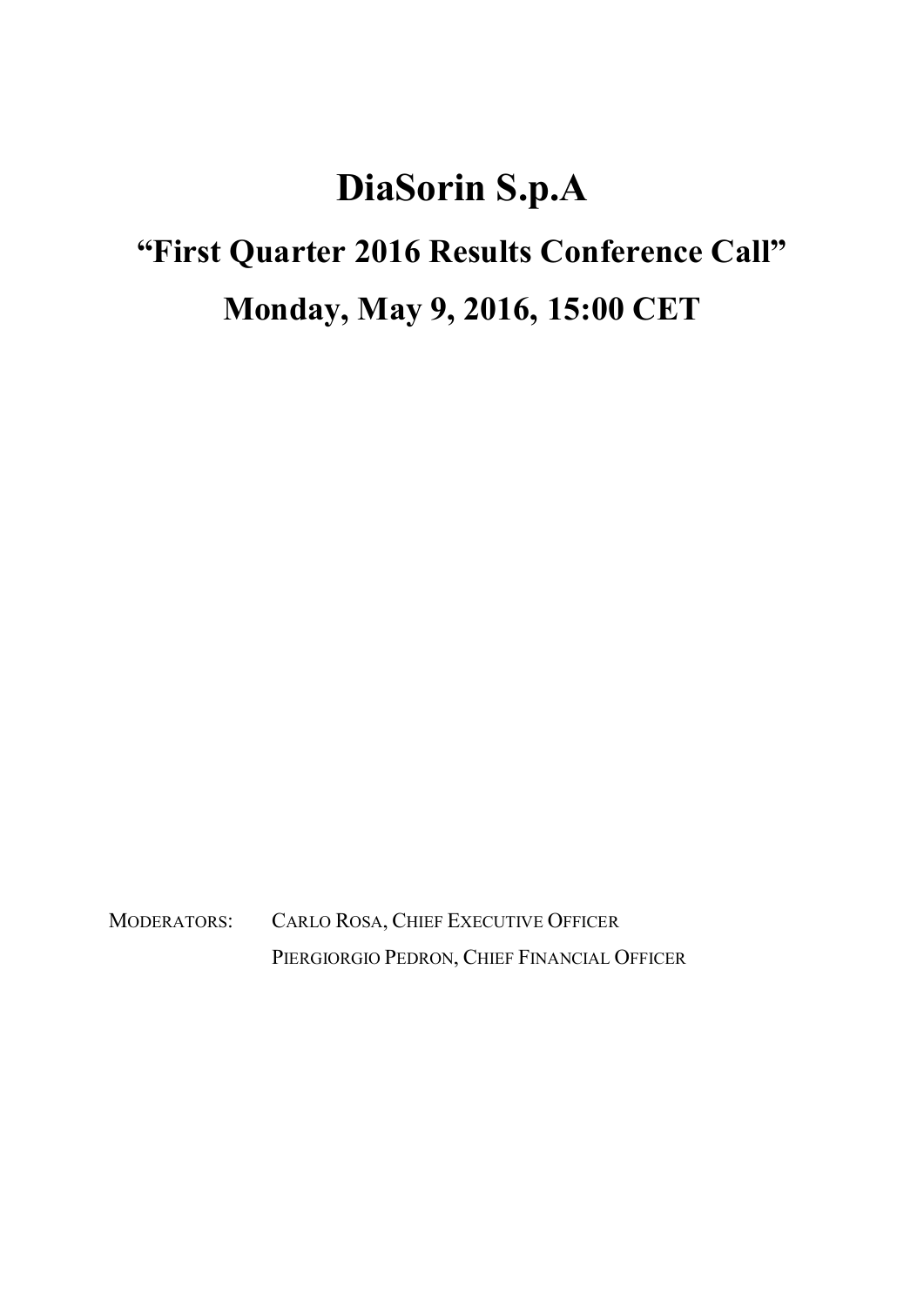# DiaSorin S.p.A

## "First Quarter 2016 Results Conference Call"

## Monday, May 9, 2016, 15:00 CET

MODERATORS: CARLO ROSA, CHIEF EXECUTIVE OFFICER

PIERGIORGIO PEDRON, CHIEF FINANCIAL OFFICER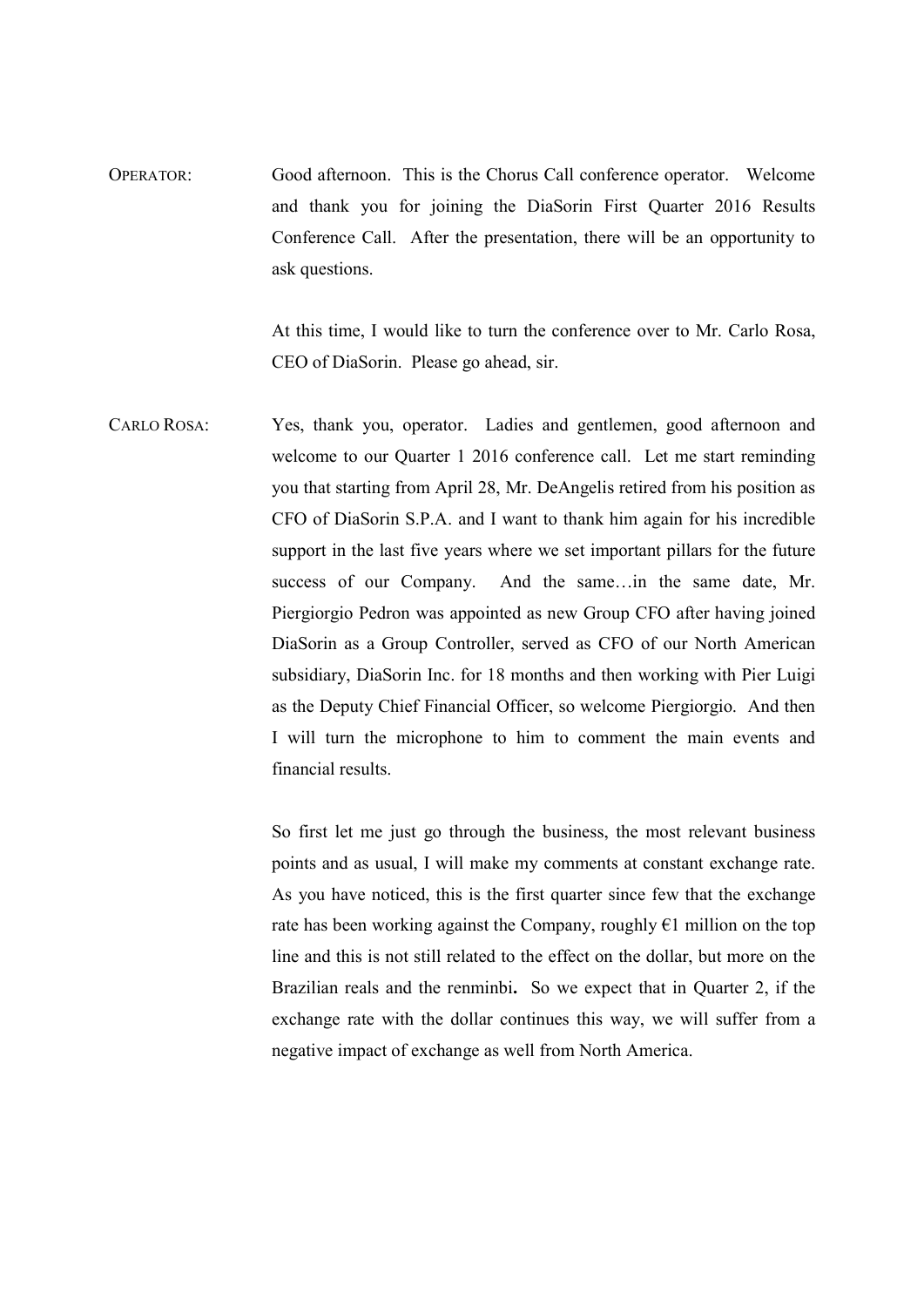OPERATOR: Good afternoon. This is the Chorus Call conference operator. Welcome and thank you for joining the DiaSorin First Quarter 2016 Results Conference Call. After the presentation, there will be an opportunity to ask questions.

At this time, I would like to turn the conference over to Mr. Carlo Rosa, CEO of DiaSorin. Please go ahead, sir.

CARLO ROSA: Yes, thank you, operator. Ladies and gentlemen, good afternoon and welcome to our Quarter 1 2016 conference call. Let me start reminding you that starting from April 28, Mr. DeAngelis retired from his position as CFO of DiaSorin S.P.A. and I want to thank him again for his incredible support in the last five years where we set important pillars for the future success of our Company. And the same…in the same date, Mr. Piergiorgio Pedron was appointed as new Group CFO after having joined DiaSorin as a Group Controller, served as CFO of our North American subsidiary, DiaSorin Inc. for 18 months and then working with Pier Luigi as the Deputy Chief Financial Officer, so welcome Piergiorgio. And then I will turn the microphone to him to comment the main events and financial results.

So first let me just go through the business, the most relevant business points and as usual, I will make my comments at constant exchange rate. As you have noticed, this is the first quarter since few that the exchange rate has been working against the Company, roughly €1 million on the top line and this is not still related to the effect on the dollar, but more on the Brazilian reals and the renminbi**.** So we expect that in Quarter 2, if the exchange rate with the dollar continues this way, we will suffer from a negative impact of exchange as well from North America.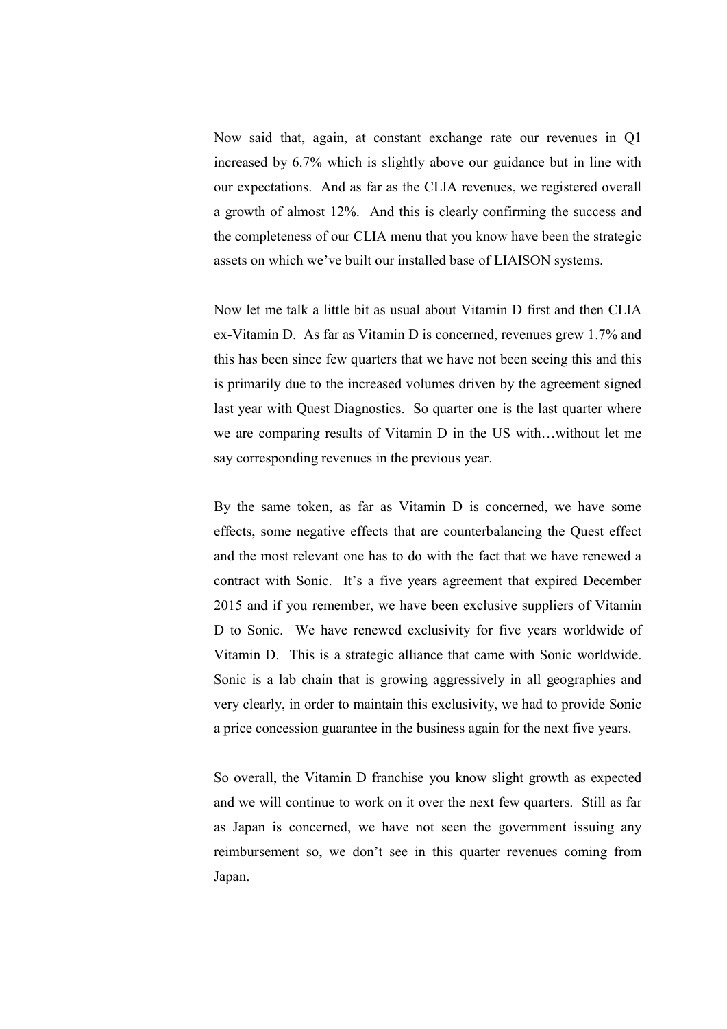Now said that, again, at constant exchange rate our revenues in Q1 increased by 6.7% which is slightly above our guidance but in line with our expectations. And as far as the CLIA revenues, we registered overall a growth of almost 12%. And this is clearly confirming the success and the completeness of our CLIA menu that you know have been the strategic assets on which we've built our installed base of LIAISON systems.

Now let me talk a little bit as usual about Vitamin D first and then CLIA ex-Vitamin D. As far as Vitamin D is concerned, revenues grew 1.7% and this has been since few quarters that we have not been seeing this and this is primarily due to the increased volumes driven by the agreement signed last year with Quest Diagnostics. So quarter one is the last quarter where we are comparing results of Vitamin D in the US with…without let me say corresponding revenues in the previous year.

By the same token, as far as Vitamin D is concerned, we have some effects, some negative effects that are counterbalancing the Quest effect and the most relevant one has to do with the fact that we have renewed a contract with Sonic. It's a five years agreement that expired December 2015 and if you remember, we have been exclusive suppliers of Vitamin D to Sonic. We have renewed exclusivity for five years worldwide of Vitamin D. This is a strategic alliance that came with Sonic worldwide. Sonic is a lab chain that is growing aggressively in all geographies and very clearly, in order to maintain this exclusivity, we had to provide Sonic a price concession guarantee in the business again for the next five years.

So overall, the Vitamin D franchise you know slight growth as expected and we will continue to work on it over the next few quarters. Still as far as Japan is concerned, we have not seen the government issuing any reimbursement so, we don't see in this quarter revenues coming from Japan.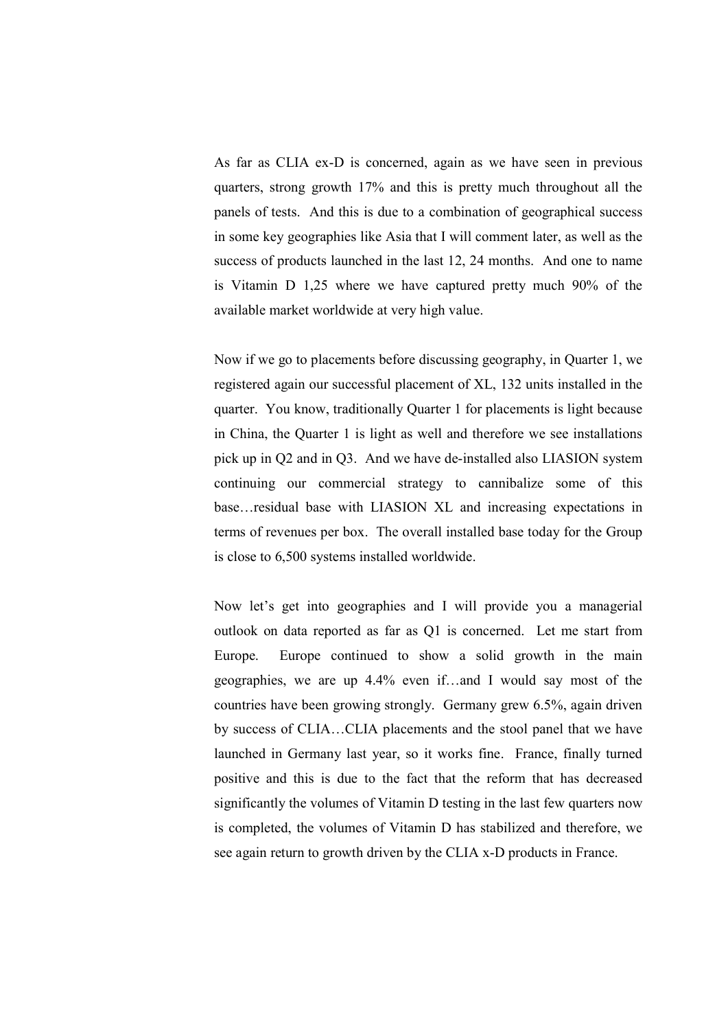As far as CLIA ex-D is concerned, again as we have seen in previous quarters, strong growth 17% and this is pretty much throughout all the panels of tests. And this is due to a combination of geographical success in some key geographies like Asia that I will comment later, as well as the success of products launched in the last 12, 24 months. And one to name is Vitamin D 1,25 where we have captured pretty much 90% of the available market worldwide at very high value.

Now if we go to placements before discussing geography, in Quarter 1, we registered again our successful placement of XL, 132 units installed in the quarter. You know, traditionally Quarter 1 for placements is light because in China, the Quarter 1 is light as well and therefore we see installations pick up in Q2 and in Q3. And we have de-installed also LIASION system continuing our commercial strategy to cannibalize some of this base…residual base with LIASION XL and increasing expectations in terms of revenues per box. The overall installed base today for the Group is close to 6,500 systems installed worldwide.

Now let's get into geographies and I will provide you a managerial outlook on data reported as far as Q1 is concerned. Let me start from Europe. Europe continued to show a solid growth in the main geographies, we are up 4.4% even if…and I would say most of the countries have been growing strongly. Germany grew 6.5%, again driven by success of CLIA…CLIA placements and the stool panel that we have launched in Germany last year, so it works fine. France, finally turned positive and this is due to the fact that the reform that has decreased significantly the volumes of Vitamin D testing in the last few quarters now is completed, the volumes of Vitamin D has stabilized and therefore, we see again return to growth driven by the CLIA x-D products in France.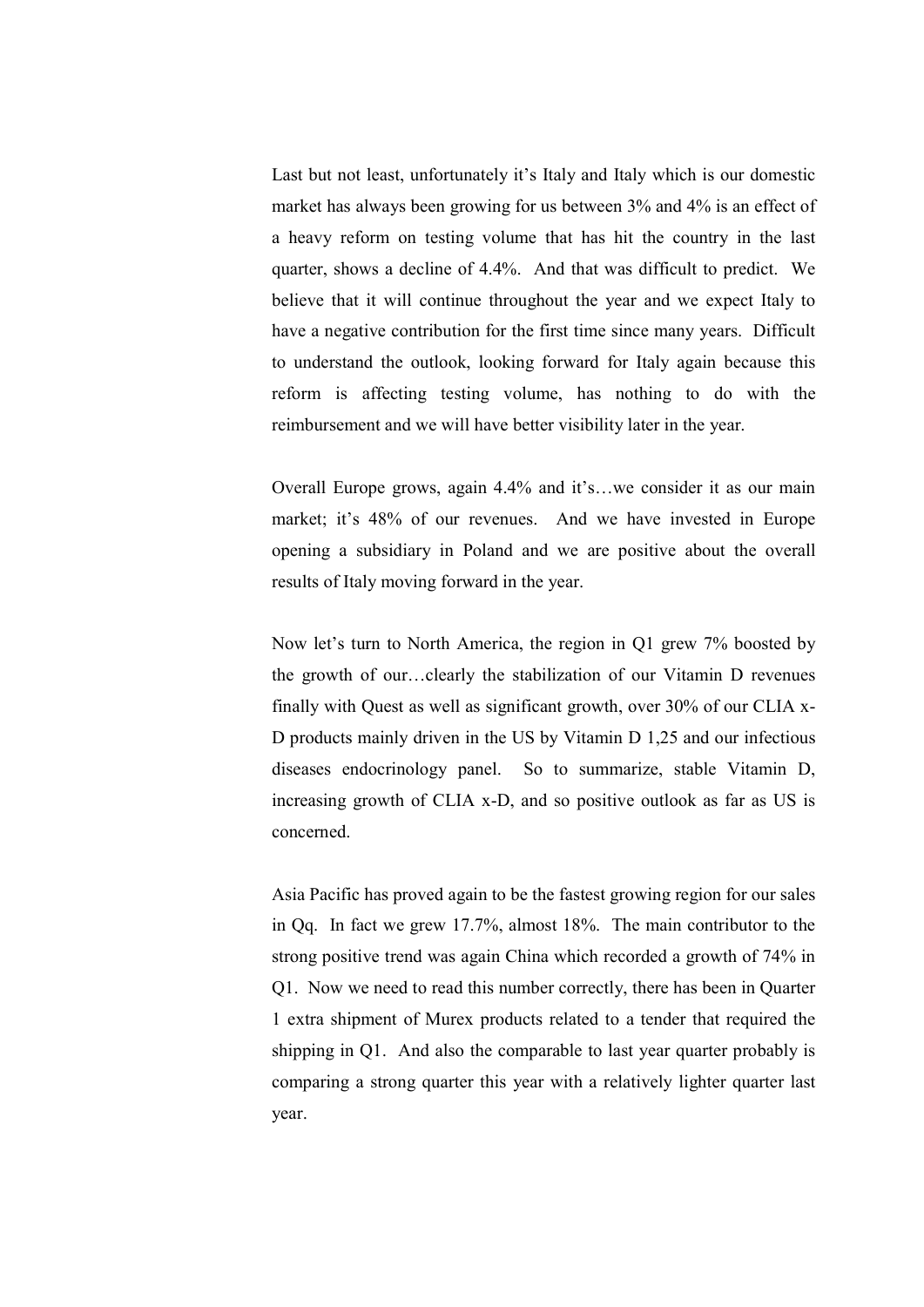Last but not least, unfortunately it's Italy and Italy which is our domestic market has always been growing for us between 3% and 4% is an effect of a heavy reform on testing volume that has hit the country in the last quarter, shows a decline of 4.4%. And that was difficult to predict. We believe that it will continue throughout the year and we expect Italy to have a negative contribution for the first time since many years. Difficult to understand the outlook, looking forward for Italy again because this reform is affecting testing volume, has nothing to do with the reimbursement and we will have better visibility later in the year.

Overall Europe grows, again 4.4% and it's…we consider it as our main market; it's 48% of our revenues. And we have invested in Europe opening a subsidiary in Poland and we are positive about the overall results of Italy moving forward in the year.

Now let's turn to North America, the region in Q1 grew 7% boosted by the growth of our…clearly the stabilization of our Vitamin D revenues finally with Quest as well as significant growth, over 30% of our CLIA x-D products mainly driven in the US by Vitamin D 1,25 and our infectious diseases endocrinology panel. So to summarize, stable Vitamin D, increasing growth of CLIA x-D, and so positive outlook as far as US is concerned.

Asia Pacific has proved again to be the fastest growing region for our sales in Qq. In fact we grew 17.7%, almost 18%. The main contributor to the strong positive trend was again China which recorded a growth of 74% in Q1. Now we need to read this number correctly, there has been in Quarter 1 extra shipment of Murex products related to a tender that required the shipping in Q1. And also the comparable to last year quarter probably is comparing a strong quarter this year with a relatively lighter quarter last year.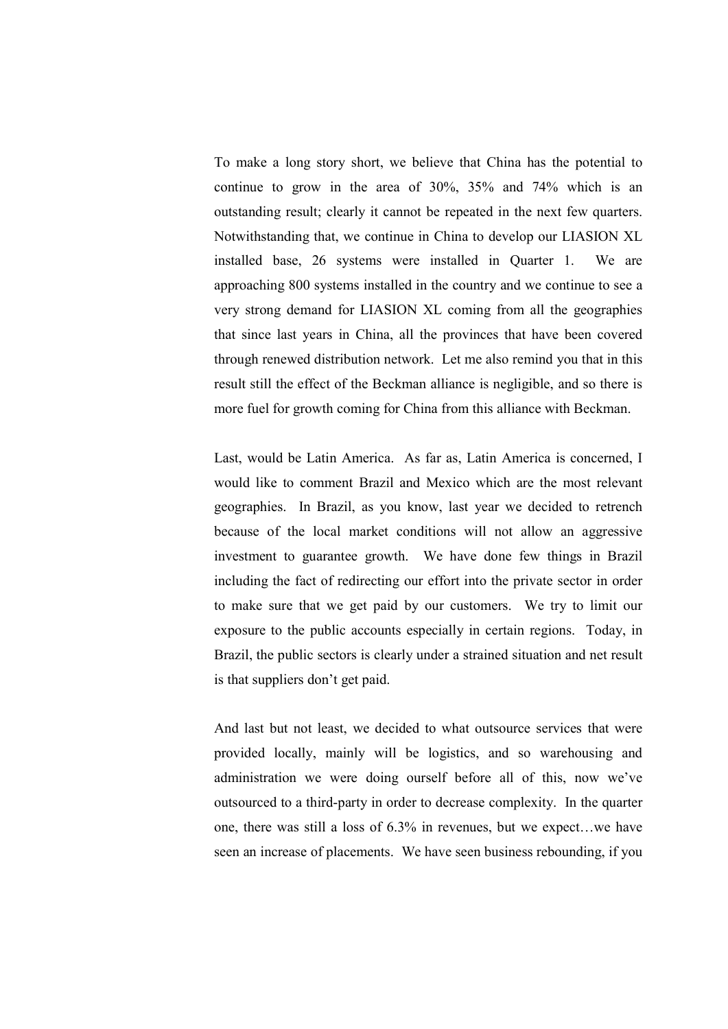To make a long story short, we believe that China has the potential to continue to grow in the area of 30%, 35% and 74% which is an outstanding result; clearly it cannot be repeated in the next few quarters. Notwithstanding that, we continue in China to develop our LIASION XL installed base, 26 systems were installed in Quarter 1. We are approaching 800 systems installed in the country and we continue to see a very strong demand for LIASION XL coming from all the geographies that since last years in China, all the provinces that have been covered through renewed distribution network. Let me also remind you that in this result still the effect of the Beckman alliance is negligible, and so there is more fuel for growth coming for China from this alliance with Beckman.

Last, would be Latin America. As far as, Latin America is concerned, I would like to comment Brazil and Mexico which are the most relevant geographies. In Brazil, as you know, last year we decided to retrench because of the local market conditions will not allow an aggressive investment to guarantee growth. We have done few things in Brazil including the fact of redirecting our effort into the private sector in order to make sure that we get paid by our customers. We try to limit our exposure to the public accounts especially in certain regions. Today, in Brazil, the public sectors is clearly under a strained situation and net result is that suppliers don't get paid.

And last but not least, we decided to what outsource services that were provided locally, mainly will be logistics, and so warehousing and administration we were doing ourself before all of this, now we've outsourced to a third-party in order to decrease complexity. In the quarter one, there was still a loss of 6.3% in revenues, but we expect…we have seen an increase of placements. We have seen business rebounding, if you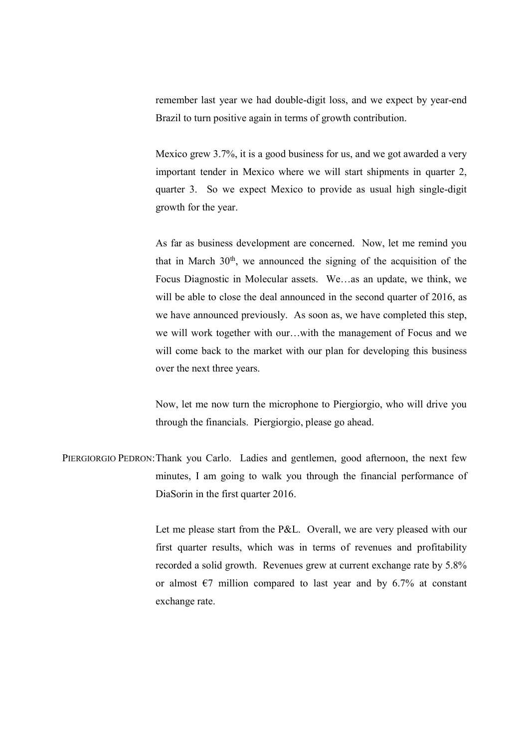remember last year we had double-digit loss, and we expect by year-end Brazil to turn positive again in terms of growth contribution.

Mexico grew 3.7%, it is a good business for us, and we got awarded a very important tender in Mexico where we will start shipments in quarter 2, quarter 3. So we expect Mexico to provide as usual high single-digit growth for the year.

As far as business development are concerned. Now, let me remind you that in March 30th, we announced the signing of the acquisition of the Focus Diagnostic in Molecular assets. We…as an update, we think, we will be able to close the deal announced in the second quarter of 2016, as we have announced previously. As soon as, we have completed this step, we will work together with our…with the management of Focus and we will come back to the market with our plan for developing this business over the next three years.

Now, let me now turn the microphone to Piergiorgio, who will drive you through the financials. Piergiorgio, please go ahead.

PIERGIORGIO PEDRON: Thank you Carlo. Ladies and gentlemen, good afternoon, the next few minutes, I am going to walk you through the financial performance of DiaSorin in the first quarter 2016.

Let me please start from the P&L. Overall, we are very pleased with our first quarter results, which was in terms of revenues and profitability recorded a solid growth. Revenues grew at current exchange rate by 5.8% or almost €7 million compared to last year and by 6.7% at constant exchange rate.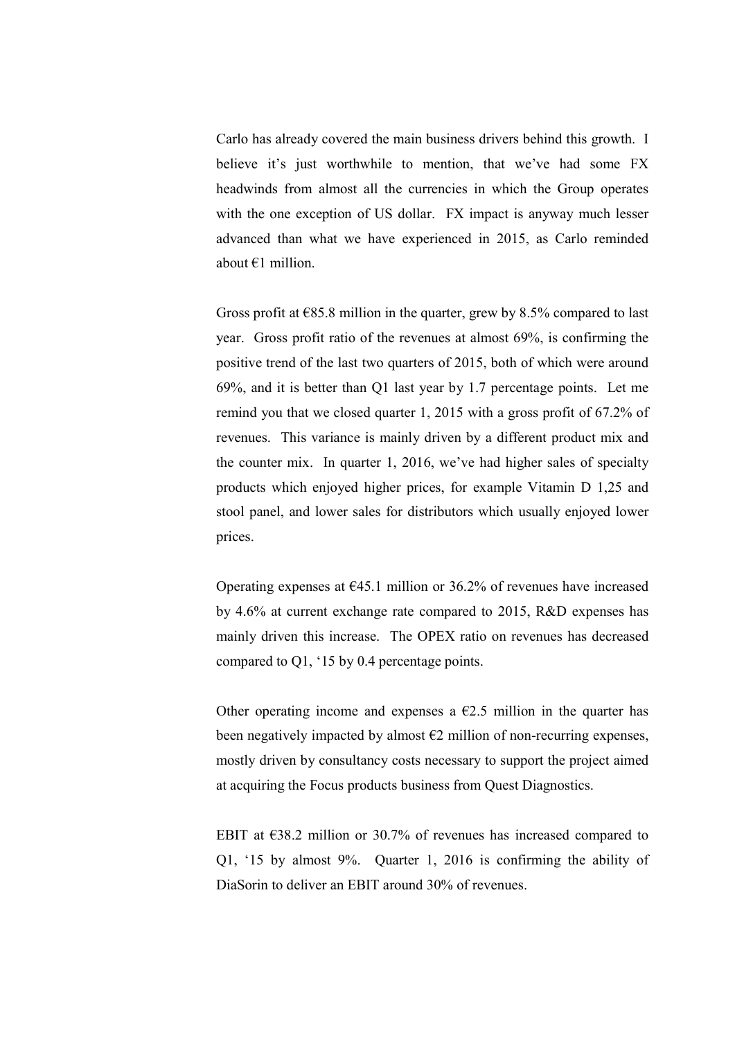Carlo has already covered the main business drivers behind this growth. I believe it's just worthwhile to mention, that we've had some FX headwinds from almost all the currencies in which the Group operates with the one exception of US dollar. FX impact is anyway much lesser advanced than what we have experienced in 2015, as Carlo reminded about €1 million.

Gross profit at €85.8 million in the quarter, grew by 8.5% compared to last year. Gross profit ratio of the revenues at almost 69%, is confirming the positive trend of the last two quarters of 2015, both of which were around 69%, and it is better than Q1 last year by 1.7 percentage points. Let me remind you that we closed quarter 1, 2015 with a gross profit of 67.2% of revenues. This variance is mainly driven by a different product mix and the counter mix. In quarter 1, 2016, we've had higher sales of specialty products which enjoyed higher prices, for example Vitamin D 1,25 and stool panel, and lower sales for distributors which usually enjoyed lower prices.

Operating expenses at €45.1 million or 36.2% of revenues have increased by 4.6% at current exchange rate compared to 2015, R&D expenses has mainly driven this increase. The OPEX ratio on revenues has decreased compared to Q1, '15 by 0.4 percentage points.

Other operating income and expenses a €2.5 million in the quarter has been negatively impacted by almost €2 million of non-recurring expenses, mostly driven by consultancy costs necessary to support the project aimed at acquiring the Focus products business from Quest Diagnostics.

EBIT at €38.2 million or 30.7% of revenues has increased compared to Q1, '15 by almost 9%. Quarter 1, 2016 is confirming the ability of DiaSorin to deliver an EBIT around 30% of revenues.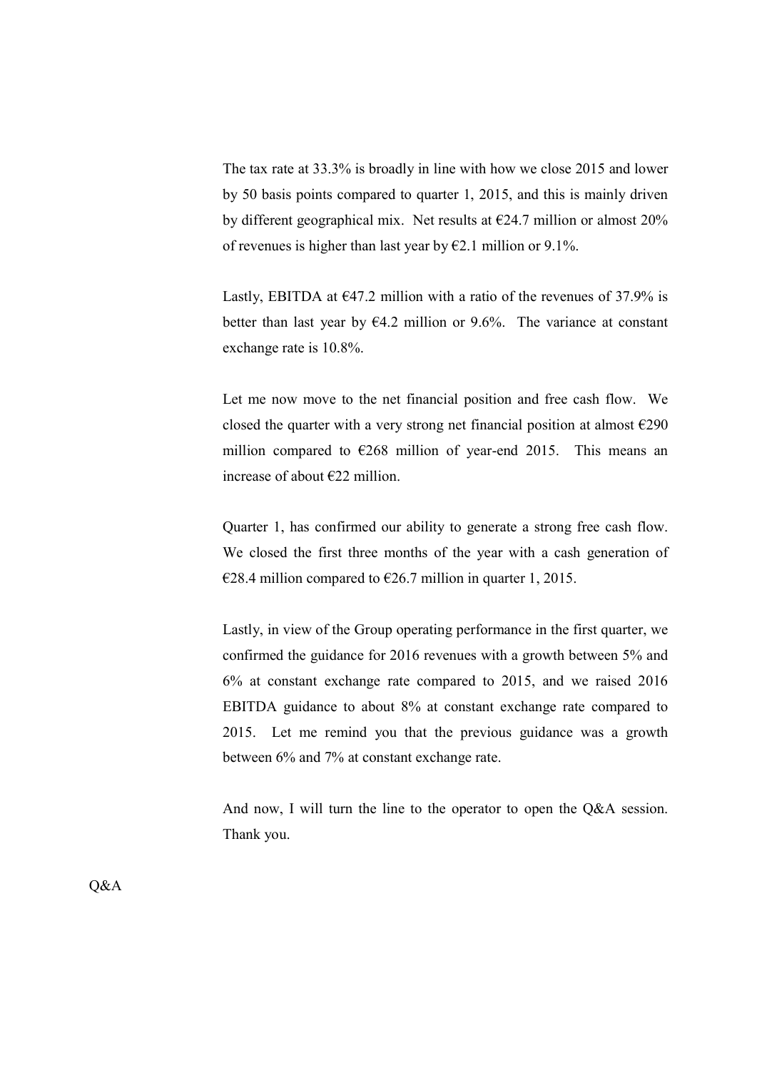The tax rate at 33.3% is broadly in line with how we close 2015 and lower by 50 basis points compared to quarter 1, 2015, and this is mainly driven by different geographical mix. Net results at €24.7 million or almost 20% of revenues is higher than last year by €2.1 million or 9.1%.

Lastly, EBITDA at €47.2 million with a ratio of the revenues of 37.9% is better than last year by €4.2 million or 9.6%. The variance at constant exchange rate is 10.8%.

Let me now move to the net financial position and free cash flow. We closed the quarter with a very strong net financial position at almost €290 million compared to €268 million of year-end 2015. This means an increase of about €22 million.

Quarter 1, has confirmed our ability to generate a strong free cash flow. We closed the first three months of the year with a cash generation of €28.4 million compared to €26.7 million in quarter 1, 2015.

Lastly, in view of the Group operating performance in the first quarter, we confirmed the guidance for 2016 revenues with a growth between 5% and 6% at constant exchange rate compared to 2015, and we raised 2016 EBITDA guidance to about 8% at constant exchange rate compared to 2015. Let me remind you that the previous guidance was a growth between 6% and 7% at constant exchange rate.

And now, I will turn the line to the operator to open the Q&A session. Thank you.

Q&A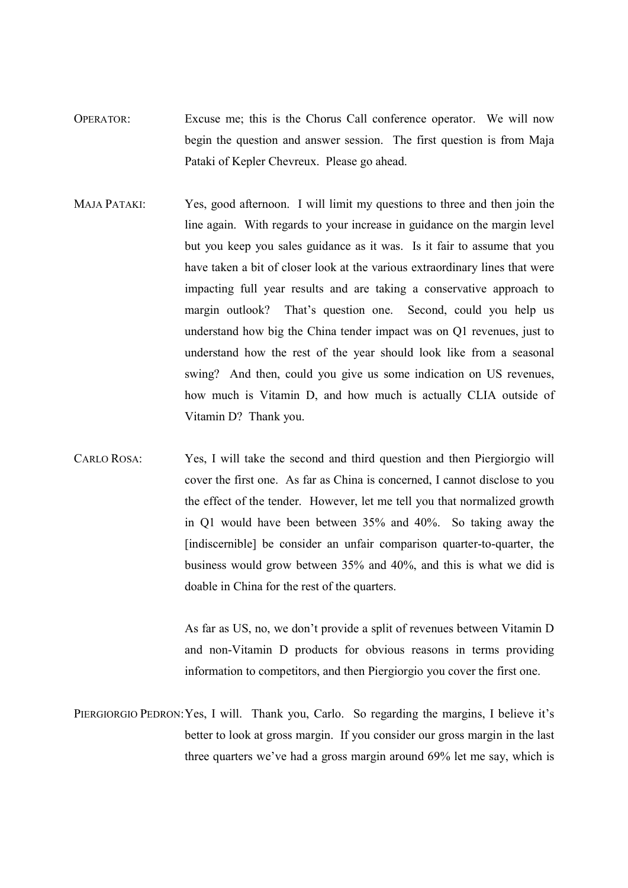OPERATOR: Excuse me; this is the Chorus Call conference operator. We will now begin the question and answer session. The first question is from Maja Pataki of Kepler Chevreux. Please go ahead.

MAJA PATAKI: Yes, good afternoon. I will limit my questions to three and then join the line again. With regards to your increase in guidance on the margin level but you keep you sales guidance as it was. Is it fair to assume that you have taken a bit of closer look at the various extraordinary lines that were impacting full year results and are taking a conservative approach to margin outlook? That's question one. Second, could you help us understand how big the China tender impact was on Q1 revenues, just to understand how the rest of the year should look like from a seasonal swing? And then, could you give us some indication on US revenues, how much is Vitamin D, and how much is actually CLIA outside of Vitamin D? Thank you.

CARLO ROSA: Yes, I will take the second and third question and then Piergiorgio will cover the first one. As far as China is concerned, I cannot disclose to you the effect of the tender. However, let me tell you that normalized growth in Q1 would have been between 35% and 40%. So taking away the [indiscernible] be consider an unfair comparison quarter-to-quarter, the business would grow between 35% and 40%, and this is what we did is doable in China for the rest of the quarters.

As far as US, no, we don't provide a split of revenues between Vitamin D and non-Vitamin D products for obvious reasons in terms providing information to competitors, and then Piergiorgio you cover the first one.

PIERGIORGIO PEDRON: Yes, I will. Thank you, Carlo. So regarding the margins, I believe it's better to look at gross margin. If you consider our gross margin in the last three quarters we've had a gross margin around 69% let me say, which is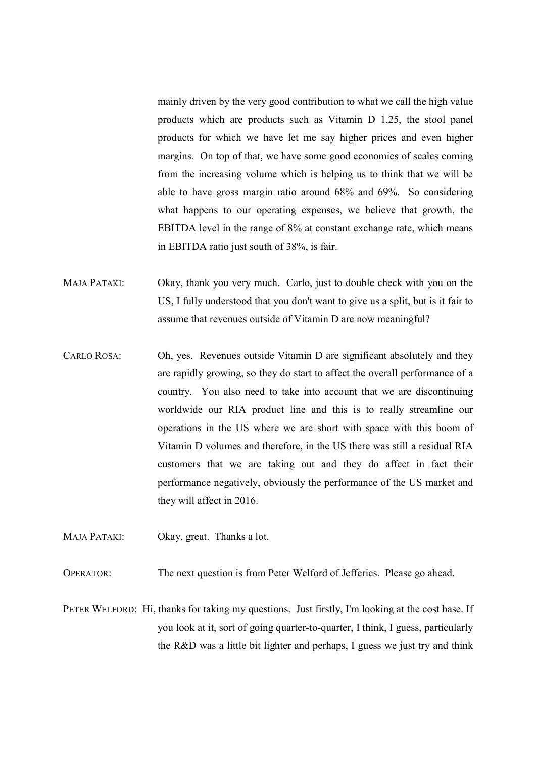mainly driven by the very good contribution to what we call the high value products which are products such as Vitamin D 1,25, the stool panel products for which we have let me say higher prices and even higher margins. On top of that, we have some good economies of scales coming from the increasing volume which is helping us to think that we will be able to have gross margin ratio around 68% and 69%. So considering what happens to our operating expenses, we believe that growth, the EBITDA level in the range of 8% at constant exchange rate, which means in EBITDA ratio just south of 38%, is fair.

MAJA PATAKI: Okay, thank you very much. Carlo, just to double check with you on the US, I fully understood that you don't want to give us a split, but is it fair to assume that revenues outside of Vitamin D are now meaningful?

CARLO ROSA: Oh, yes. Revenues outside Vitamin D are significant absolutely and they are rapidly growing, so they do start to affect the overall performance of a country. You also need to take into account that we are discontinuing worldwide our RIA product line and this is to really streamline our operations in the US where we are short with space with this boom of Vitamin D volumes and therefore, in the US there was still a residual RIA customers that we are taking out and they do affect in fact their performance negatively, obviously the performance of the US market and they will affect in 2016.

MAJA PATAKI: Okay, great. Thanks a lot.

OPERATOR: The next question is from Peter Welford of Jefferies. Please go ahead.

PETER WELFORD: Hi, thanks for taking my questions. Just firstly, I'm looking at the cost base. If you look at it, sort of going quarter-to-quarter, I think, I guess, particularly the R&D was a little bit lighter and perhaps, I guess we just try and think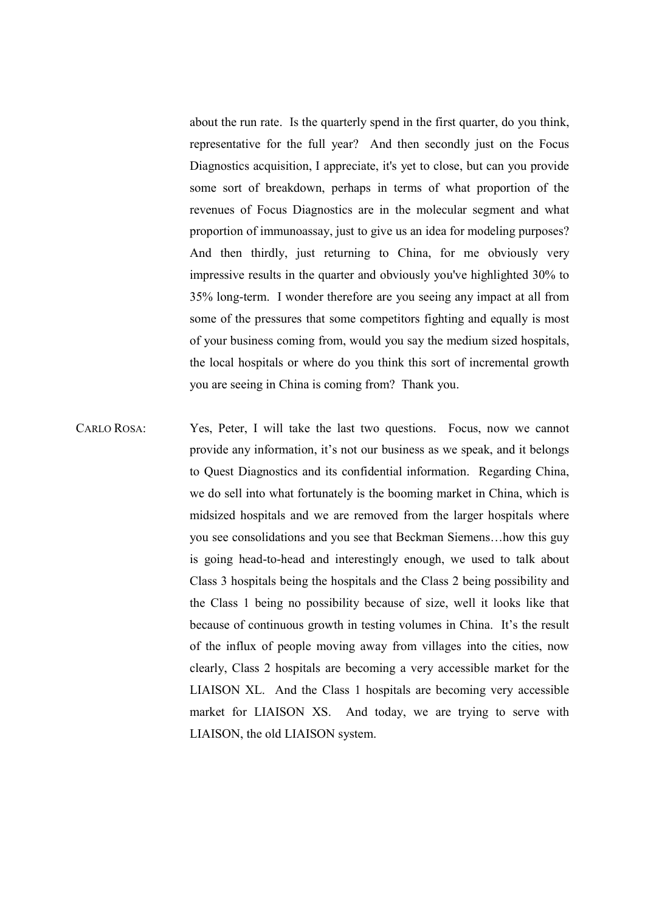about the run rate. Is the quarterly spend in the first quarter, do you think, representative for the full year? And then secondly just on the Focus Diagnostics acquisition, I appreciate, it's yet to close, but can you provide some sort of breakdown, perhaps in terms of what proportion of the revenues of Focus Diagnostics are in the molecular segment and what proportion of immunoassay, just to give us an idea for modeling purposes? And then thirdly, just returning to China, for me obviously very impressive results in the quarter and obviously you've highlighted 30% to 35% long-term. I wonder therefore are you seeing any impact at all from some of the pressures that some competitors fighting and equally is most of your business coming from, would you say the medium sized hospitals, the local hospitals or where do you think this sort of incremental growth you are seeing in China is coming from? Thank you.

CARLO ROSA: Yes, Peter, I will take the last two questions. Focus, now we cannot provide any information, it's not our business as we speak, and it belongs to Quest Diagnostics and its confidential information. Regarding China, we do sell into what fortunately is the booming market in China, which is midsized hospitals and we are removed from the larger hospitals where you see consolidations and you see that Beckman Siemens…how this guy is going head-to-head and interestingly enough, we used to talk about Class 3 hospitals being the hospitals and the Class 2 being possibility and the Class 1 being no possibility because of size, well it looks like that because of continuous growth in testing volumes in China. It's the result of the influx of people moving away from villages into the cities, now clearly, Class 2 hospitals are becoming a very accessible market for the LIAISON XL. And the Class 1 hospitals are becoming very accessible market for LIAISON XS. And today, we are trying to serve with LIAISON, the old LIAISON system.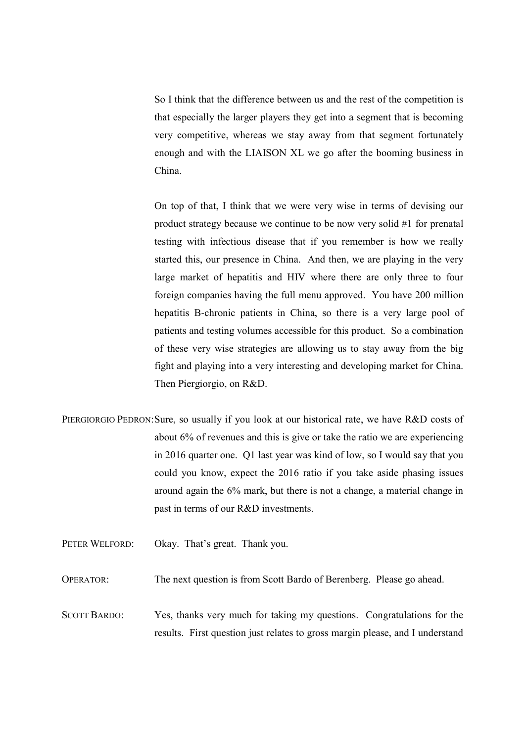So I think that the difference between us and the rest of the competition is that especially the larger players they get into a segment that is becoming very competitive, whereas we stay away from that segment fortunately enough and with the LIAISON XL we go after the booming business in China.

On top of that, I think that we were very wise in terms of devising our product strategy because we continue to be now very solid #1 for prenatal testing with infectious disease that if you remember is how we really started this, our presence in China. And then, we are playing in the very large market of hepatitis and HIV where there are only three to four foreign companies having the full menu approved. You have 200 million hepatitis B-chronic patients in China, so there is a very large pool of patients and testing volumes accessible for this product. So a combination of these very wise strategies are allowing us to stay away from the big fight and playing into a very interesting and developing market for China. Then Piergiorgio, on R&D.

PIERGIORGIO PEDRON: Sure, so usually if you look at our historical rate, we have R&D costs of about 6% of revenues and this is give or take the ratio we are experiencing in 2016 quarter one. Q1 last year was kind of low, so I would say that you could you know, expect the 2016 ratio if you take aside phasing issues around again the 6% mark, but there is not a change, a material change in past in terms of our R&D investments.

PETER WELFORD: Okay. That's great. Thank you.

OPERATOR: The next question is from Scott Bardo of Berenberg. Please go ahead.

SCOTT BARDO: Yes, thanks very much for taking my questions. Congratulations for the results. First question just relates to gross margin please, and I understand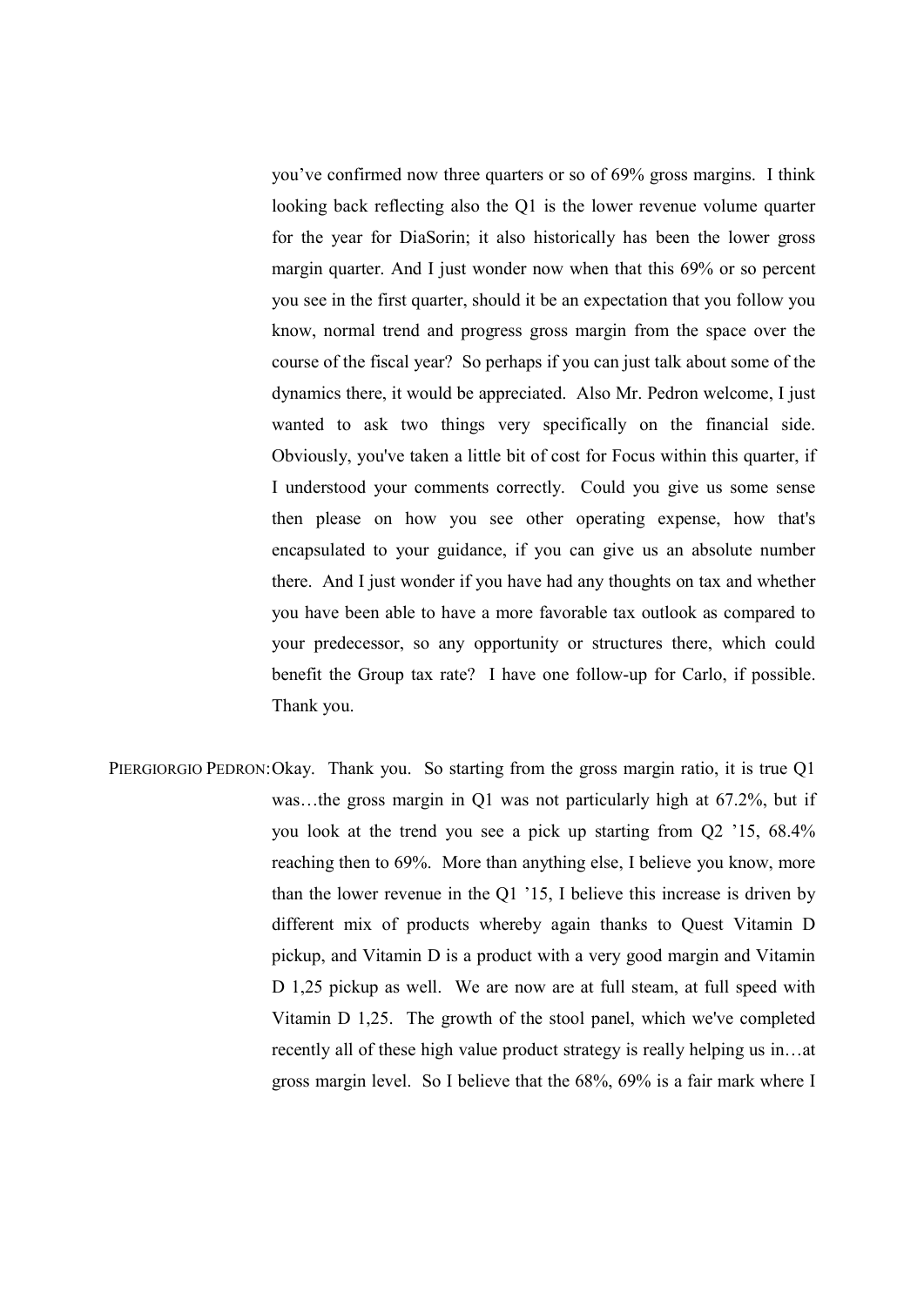you've confirmed now three quarters or so of 69% gross margins. I think looking back reflecting also the Q1 is the lower revenue volume quarter for the year for DiaSorin; it also historically has been the lower gross margin quarter. And I just wonder now when that this 69% or so percent you see in the first quarter, should it be an expectation that you follow you know, normal trend and progress gross margin from the space over the course of the fiscal year? So perhaps if you can just talk about some of the dynamics there, it would be appreciated. Also Mr. Pedron welcome, I just wanted to ask two things very specifically on the financial side. Obviously, you've taken a little bit of cost for Focus within this quarter, if I understood your comments correctly. Could you give us some sense then please on how you see other operating expense, how that's encapsulated to your guidance, if you can give us an absolute number there. And I just wonder if you have had any thoughts on tax and whether you have been able to have a more favorable tax outlook as compared to your predecessor, so any opportunity or structures there, which could benefit the Group tax rate? I have one follow-up for Carlo, if possible. Thank you.

PIERGIORGIO PEDRON: Okay. Thank you. So starting from the gross margin ratio, it is true Q1 was…the gross margin in Q1 was not particularly high at 67.2%, but if you look at the trend you see a pick up starting from Q2 '15, 68.4% reaching then to 69%. More than anything else, I believe you know, more than the lower revenue in the Q1 '15, I believe this increase is driven by different mix of products whereby again thanks to Quest Vitamin D pickup, and Vitamin D is a product with a very good margin and Vitamin D 1,25 pickup as well. We are now are at full steam, at full speed with Vitamin D 1,25. The growth of the stool panel, which we've completed recently all of these high value product strategy is really helping us in…at gross margin level. So I believe that the 68%, 69% is a fair mark where I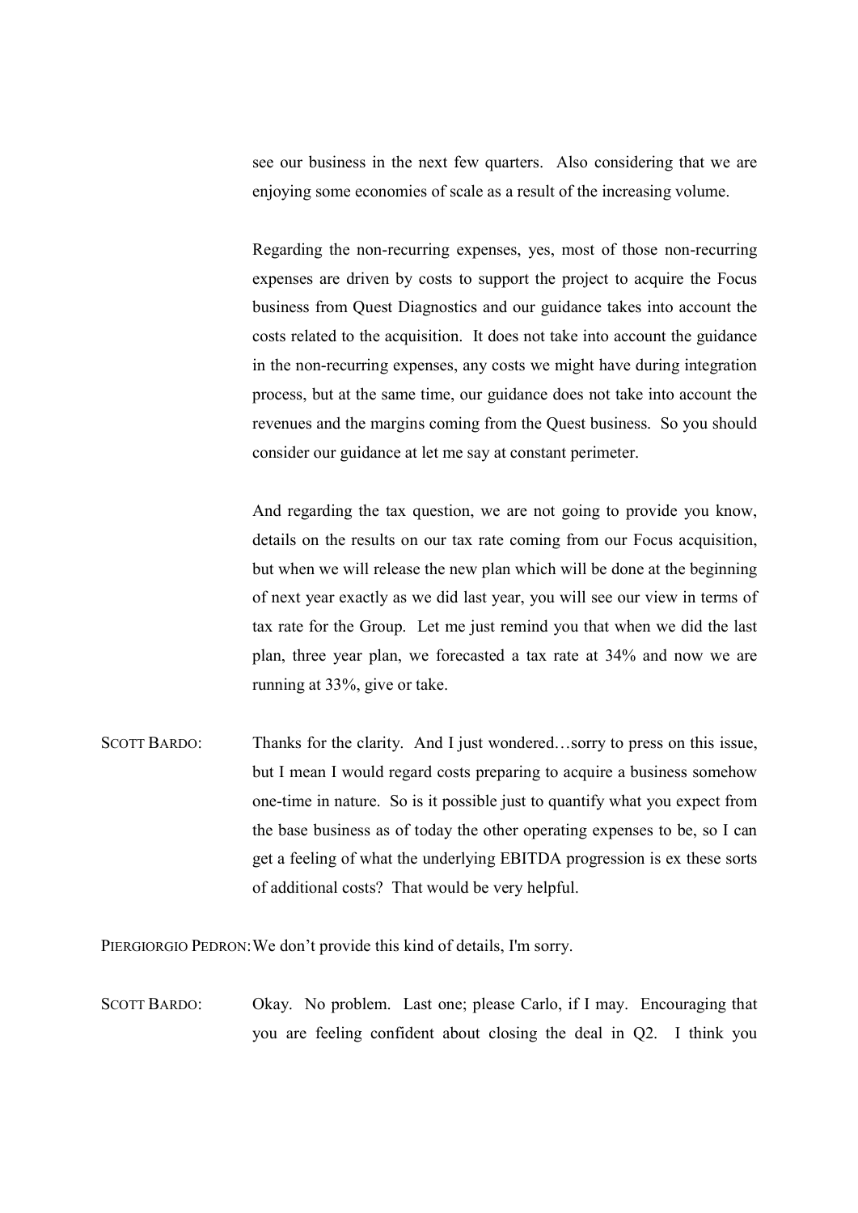see our business in the next few quarters. Also considering that we are enjoying some economies of scale as a result of the increasing volume.

Regarding the non-recurring expenses, yes, most of those non-recurring expenses are driven by costs to support the project to acquire the Focus business from Quest Diagnostics and our guidance takes into account the costs related to the acquisition. It does not take into account the guidance in the non-recurring expenses, any costs we might have during integration process, but at the same time, our guidance does not take into account the revenues and the margins coming from the Quest business. So you should consider our guidance at let me say at constant perimeter.

And regarding the tax question, we are not going to provide you know, details on the results on our tax rate coming from our Focus acquisition, but when we will release the new plan which will be done at the beginning of next year exactly as we did last year, you will see our view in terms of tax rate for the Group. Let me just remind you that when we did the last plan, three year plan, we forecasted a tax rate at 34% and now we are running at 33%, give or take.

SCOTT BARDO: Thanks for the clarity. And I just wondered…sorry to press on this issue, but I mean I would regard costs preparing to acquire a business somehow one-time in nature. So is it possible just to quantify what you expect from the base business as of today the other operating expenses to be, so I can get a feeling of what the underlying EBITDA progression is ex these sorts of additional costs? That would be very helpful.

PIERGIORGIO PEDRON: We don't provide this kind of details, I'm sorry.

SCOTT BARDO: Okay. No problem. Last one; please Carlo, if I may. Encouraging that you are feeling confident about closing the deal in Q2. I think you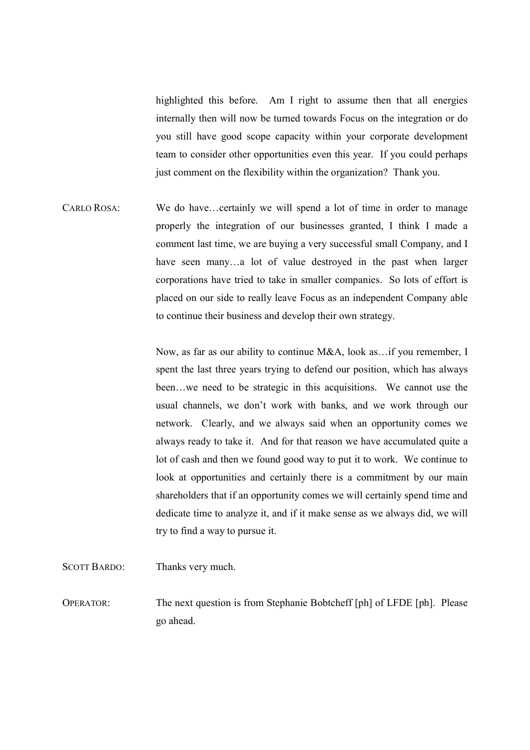highlighted this before. Am I right to assume then that all energies internally then will now be turned towards Focus on the integration or do you still have good scope capacity within your corporate development team to consider other opportunities even this year. If you could perhaps just comment on the flexibility within the organization? Thank you.

CARLO ROSA: We do have…certainly we will spend a lot of time in order to manage properly the integration of our businesses granted, I think I made a comment last time, we are buying a very successful small Company, and I have seen many…a lot of value destroyed in the past when larger corporations have tried to take in smaller companies. So lots of effort is placed on our side to really leave Focus as an independent Company able to continue their business and develop their own strategy.

Now, as far as our ability to continue M&A, look as…if you remember, I spent the last three years trying to defend our position, which has always been…we need to be strategic in this acquisitions. We cannot use the usual channels, we don't work with banks, and we work through our network. Clearly, and we always said when an opportunity comes we always ready to take it. And for that reason we have accumulated quite a lot of cash and then we found good way to put it to work. We continue to look at opportunities and certainly there is a commitment by our main shareholders that if an opportunity comes we will certainly spend time and dedicate time to analyze it, and if it make sense as we always did, we will try to find a way to pursue it.

SCOTT BARDO: Thanks very much.

OPERATOR: The next question is from Stephanie Bobtcheff [ph] of LFDE [ph]. Please go ahead.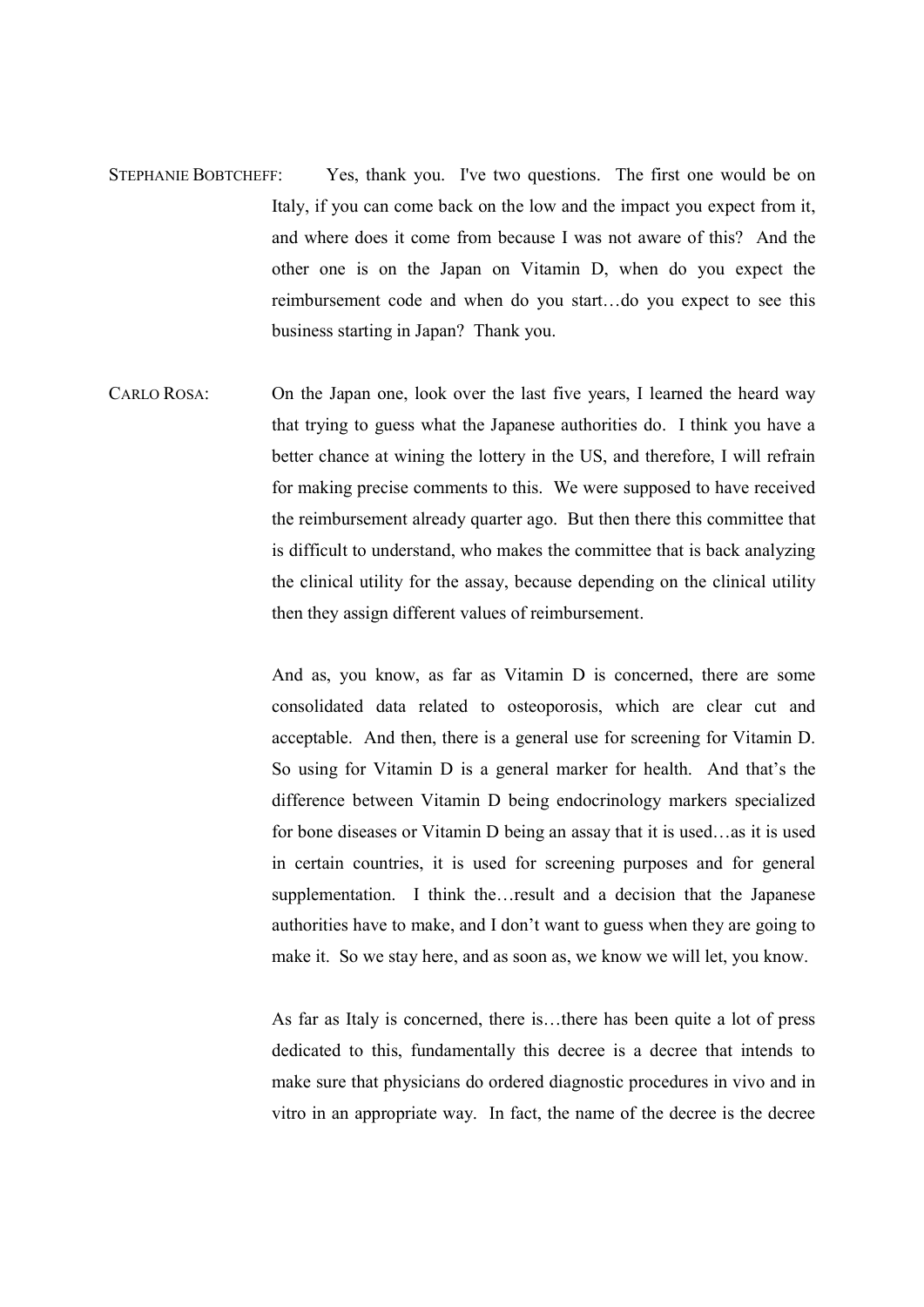STEPHANIE BOBTCHEFF: Yes, thank you. I've two questions. The first one would be on Italy, if you can come back on the low and the impact you expect from it, and where does it come from because I was not aware of this? And the other one is on the Japan on Vitamin D, when do you expect the reimbursement code and when do you start…do you expect to see this business starting in Japan? Thank you.

CARLO ROSA: On the Japan one, look over the last five years, I learned the heard way that trying to guess what the Japanese authorities do. I think you have a better chance at wining the lottery in the US, and therefore, I will refrain for making precise comments to this. We were supposed to have received the reimbursement already quarter ago. But then there this committee that is difficult to understand, who makes the committee that is back analyzing the clinical utility for the assay, because depending on the clinical utility then they assign different values of reimbursement.

And as, you know, as far as Vitamin D is concerned, there are some consolidated data related to osteoporosis, which are clear cut and acceptable. And then, there is a general use for screening for Vitamin D. So using for Vitamin D is a general marker for health. And that's the difference between Vitamin D being endocrinology markers specialized for bone diseases or Vitamin D being an assay that it is used…as it is used in certain countries, it is used for screening purposes and for general supplementation. I think the…result and a decision that the Japanese authorities have to make, and I don't want to guess when they are going to make it. So we stay here, and as soon as, we know we will let, you know.

As far as Italy is concerned, there is…there has been quite a lot of press dedicated to this, fundamentally this decree is a decree that intends to make sure that physicians do ordered diagnostic procedures in vivo and in vitro in an appropriate way. In fact, the name of the decree is the decree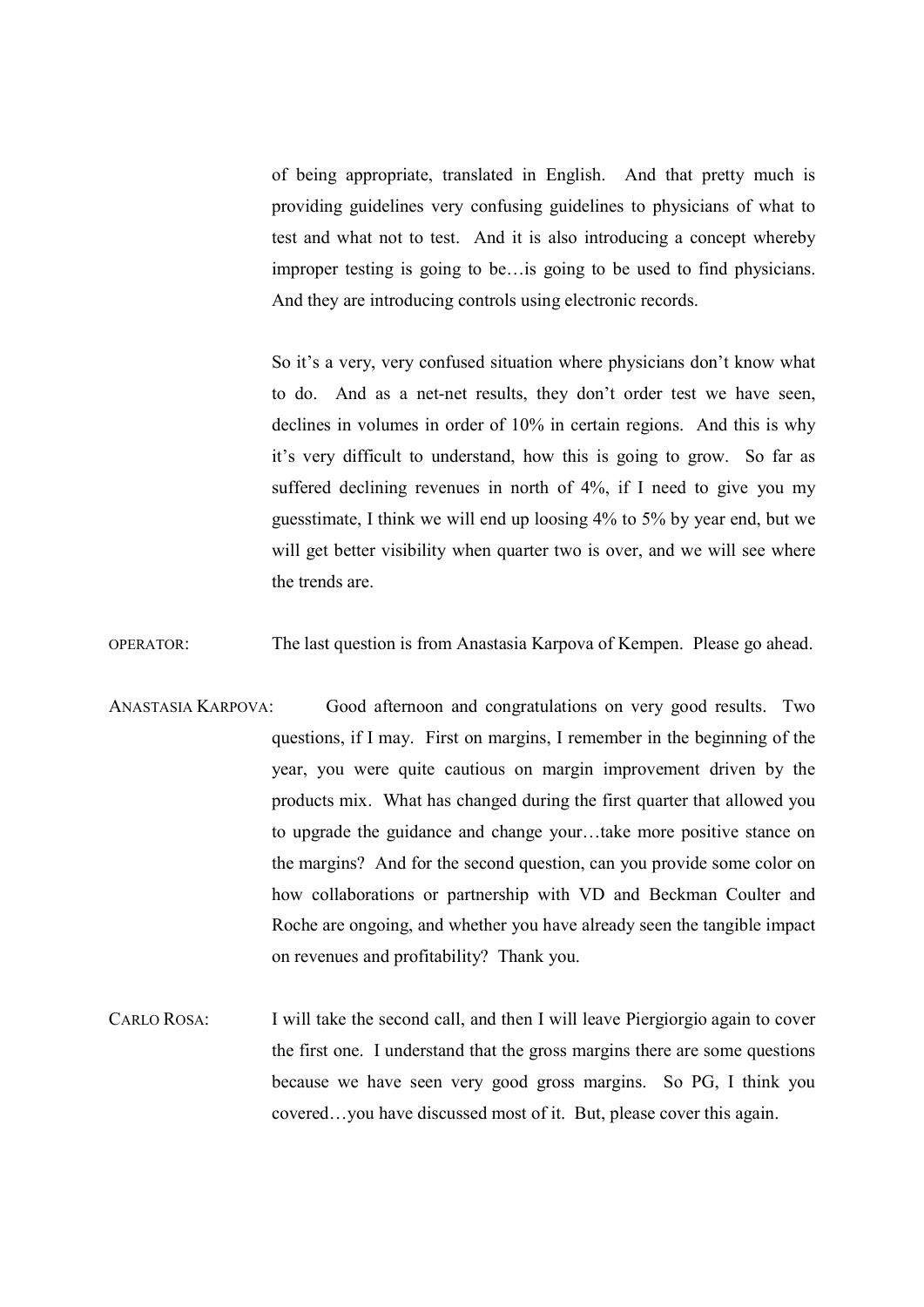of being appropriate, translated in English. And that pretty much is providing guidelines very confusing guidelines to physicians of what to test and what not to test. And it is also introducing a concept whereby improper testing is going to be…is going to be used to find physicians. And they are introducing controls using electronic records.

So it's a very, very confused situation where physicians don't know what to do. And as a net-net results, they don't order test we have seen, declines in volumes in order of 10% in certain regions. And this is why it's very difficult to understand, how this is going to grow. So far as suffered declining revenues in north of 4%, if I need to give you my guesstimate, I think we will end up loosing 4% to 5% by year end, but we will get better visibility when quarter two is over, and we will see where the trends are.

OPERATOR: The last question is from Anastasia Karpova of Kempen. Please go ahead.

ANASTASIA KARPOVA: Good afternoon and congratulations on very good results. Two questions, if I may. First on margins, I remember in the beginning of the year, you were quite cautious on margin improvement driven by the products mix. What has changed during the first quarter that allowed you to upgrade the guidance and change your…take more positive stance on the margins? And for the second question, can you provide some color on how collaborations or partnership with VD and Beckman Coulter and Roche are ongoing, and whether you have already seen the tangible impact on revenues and profitability? Thank you.

CARLO ROSA: I will take the second call, and then I will leave Piergiorgio again to cover the first one. I understand that the gross margins there are some questions because we have seen very good gross margins. So PG, I think you covered…you have discussed most of it. But, please cover this again.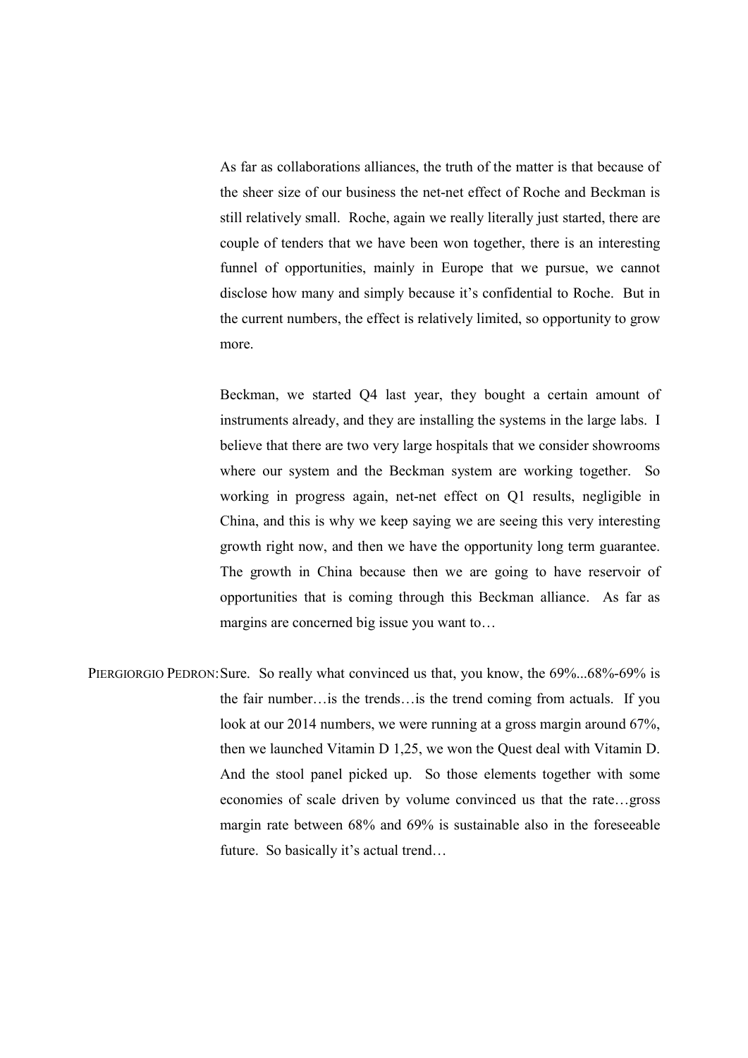As far as collaborations alliances, the truth of the matter is that because of the sheer size of our business the net-net effect of Roche and Beckman is still relatively small. Roche, again we really literally just started, there are couple of tenders that we have been won together, there is an interesting funnel of opportunities, mainly in Europe that we pursue, we cannot disclose how many and simply because it's confidential to Roche. But in the current numbers, the effect is relatively limited, so opportunity to grow more.

Beckman, we started Q4 last year, they bought a certain amount of instruments already, and they are installing the systems in the large labs. I believe that there are two very large hospitals that we consider showrooms where our system and the Beckman system are working together. So working in progress again, net-net effect on Q1 results, negligible in China, and this is why we keep saying we are seeing this very interesting growth right now, and then we have the opportunity long term guarantee. The growth in China because then we are going to have reservoir of opportunities that is coming through this Beckman alliance. As far as margins are concerned big issue you want to…

PIERGIORGIO PEDRON: Sure. So really what convinced us that, you know, the 69%...68%-69% is the fair number…is the trends…is the trend coming from actuals. If you look at our 2014 numbers, we were running at a gross margin around 67%, then we launched Vitamin D 1,25, we won the Quest deal with Vitamin D. And the stool panel picked up. So those elements together with some economies of scale driven by volume convinced us that the rate…gross margin rate between 68% and 69% is sustainable also in the foreseeable future. So basically it's actual trend…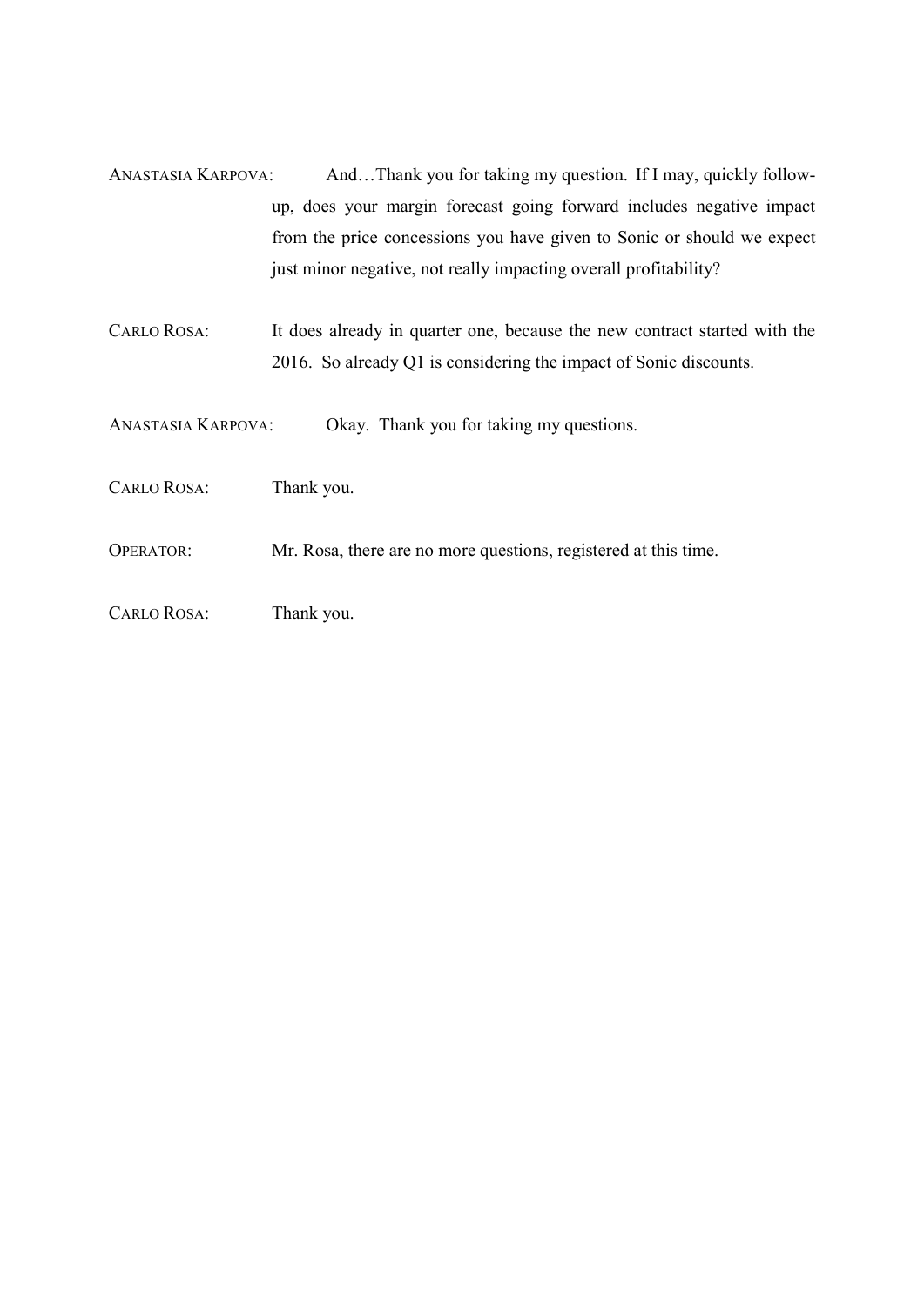ANASTASIA KARPOVA: And…Thank you for taking my question. If I may, quickly follow-up, does your margin forecast going forward includes negative impact from the price concessions you have given to Sonic or should we expect just minor negative, not really impacting overall profitability?

CARLO ROSA: It does already in quarter one, because the new contract started with the 2016. So already Q1 is considering the impact of Sonic discounts.

ANASTASIA KARPOVA: Okay. Thank you for taking my questions.

CARLO ROSA: Thank you.

OPERATOR: Mr. Rosa, there are no more questions, registered at this time.

CARLO ROSA: Thank you.